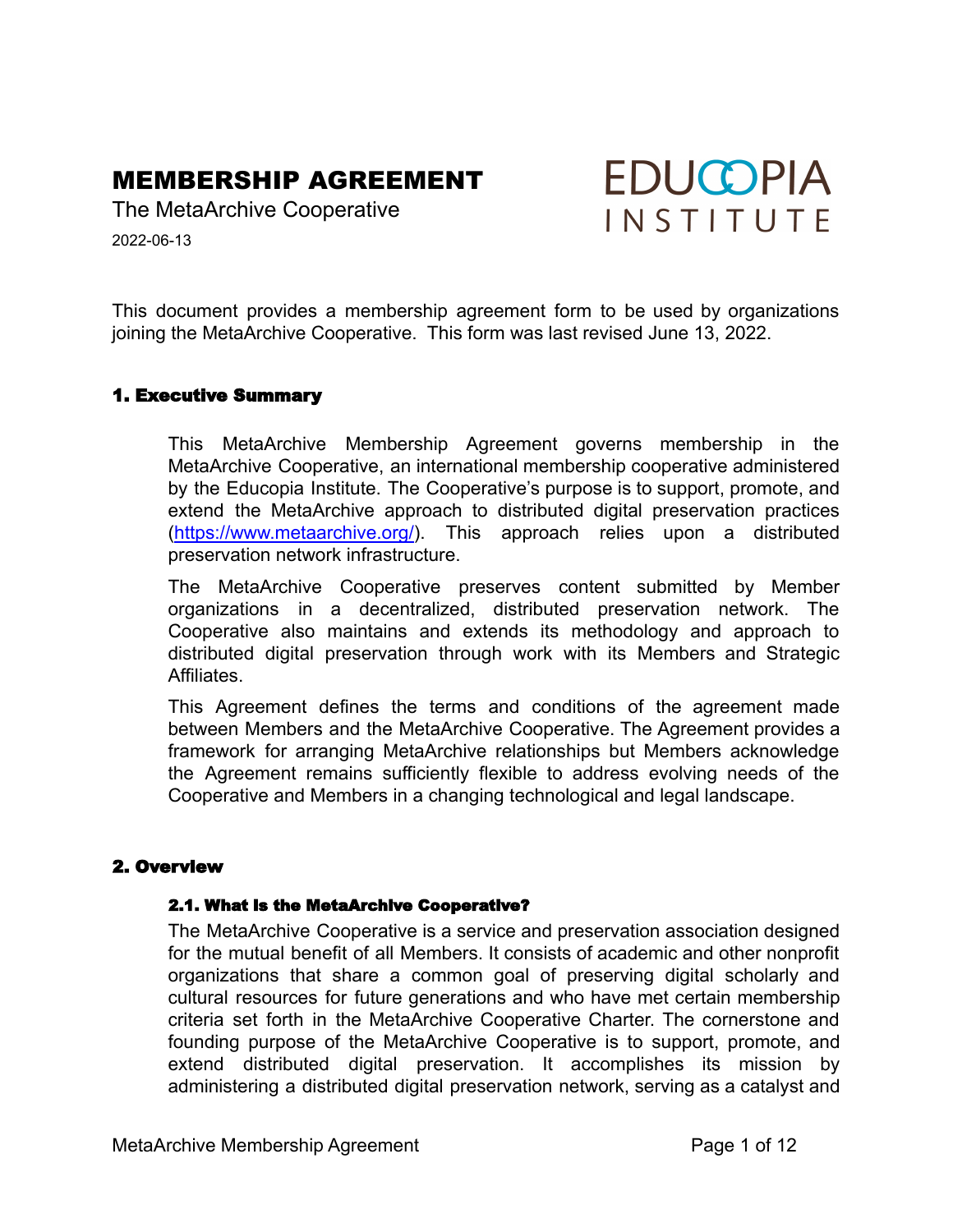# MEMBERSHIP AGREEMENT

The MetaArchive Cooperative

2022-06-13

EDUCOPIA INSTITUTE

This document provides a membership agreement form to be used by organizations joining the MetaArchive Cooperative. This form was last revised June 13, 2022.

## 1. Executive Summary

This MetaArchive Membership Agreement governs membership in the MetaArchive Cooperative, an international membership cooperative administered by the Educopia Institute. The Cooperative's purpose is to support, promote, and extend the MetaArchive approach to distributed digital preservation practices (https://www.metaarchive.org/). This approach relies upon a distributed preservation network infrastructure.

The MetaArchive Cooperative preserves content submitted by Member organizations in a decentralized, distributed preservation network. The Cooperative also maintains and extends its methodology and approach to distributed digital preservation through work with its Members and Strategic Affiliates.

This Agreement defines the terms and conditions of the agreement made between Members and the MetaArchive Cooperative. The Agreement provides a framework for arranging MetaArchive relationships but Members acknowledge the Agreement remains sufficiently flexible to address evolving needs of the Cooperative and Members in a changing technological and legal landscape.

## 2. Overview

### 2.1. What is the MetaArchive Cooperative?

The MetaArchive Cooperative is a service and preservation association designed for the mutual benefit of all Members. It consists of academic and other nonprofit organizations that share a common goal of preserving digital scholarly and cultural resources for future generations and who have met certain membership criteria set forth in the MetaArchive Cooperative Charter. The cornerstone and founding purpose of the MetaArchive Cooperative is to support, promote, and extend distributed digital preservation. It accomplishes its mission by administering a distributed digital preservation network, serving as a catalyst and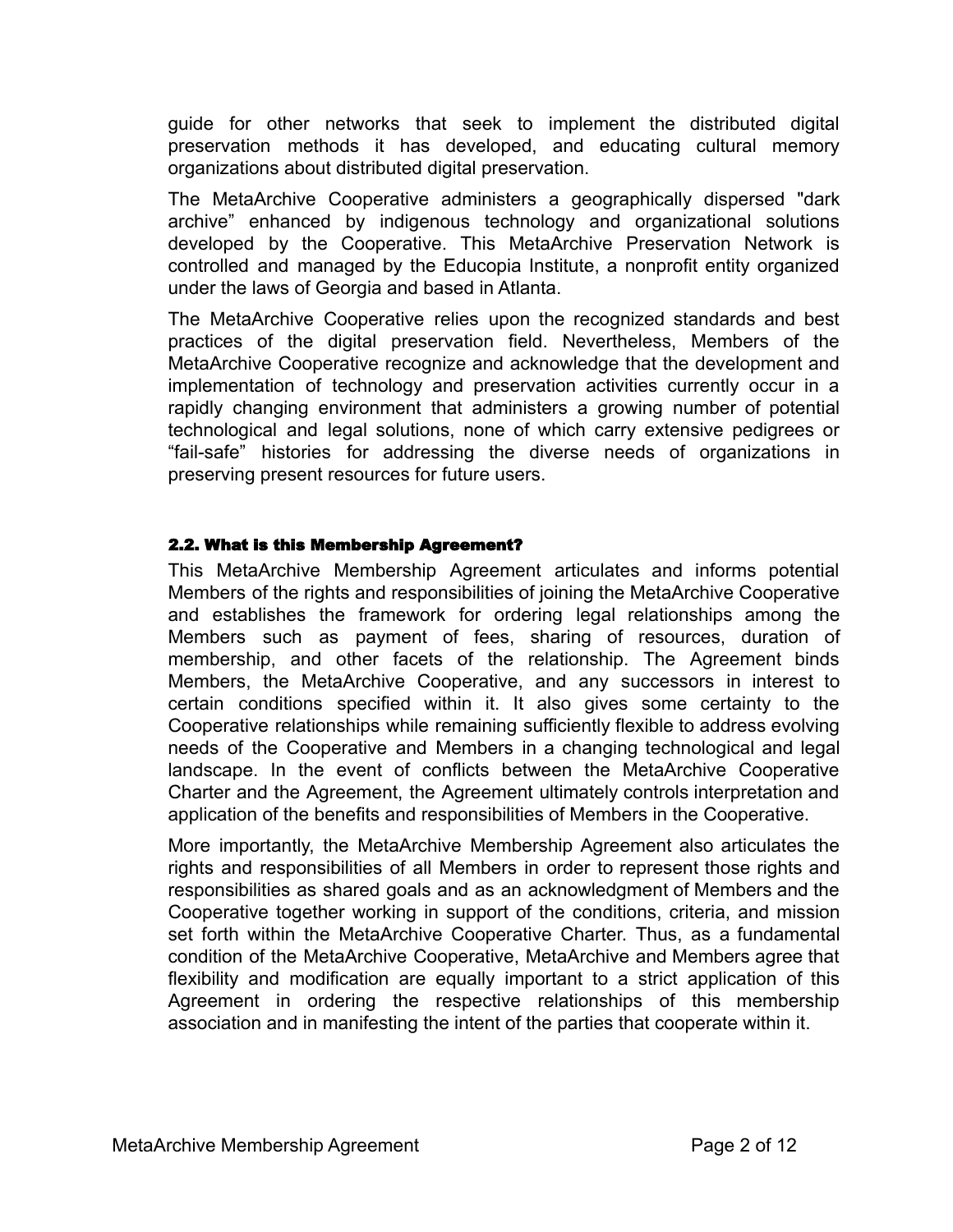guide for other networks that seek to implement the distributed digital preservation methods it has developed, and educating cultural memory organizations about distributed digital preservation.

The MetaArchive Cooperative administers a geographically dispersed "dark archive" enhanced by indigenous technology and organizational solutions developed by the Cooperative. This MetaArchive Preservation Network is controlled and managed by the Educopia Institute, a nonprofit entity organized under the laws of Georgia and based in Atlanta.

The MetaArchive Cooperative relies upon the recognized standards and best practices of the digital preservation field. Nevertheless, Members of the MetaArchive Cooperative recognize and acknowledge that the development and implementation of technology and preservation activities currently occur in a rapidly changing environment that administers a growing number of potential technological and legal solutions, none of which carry extensive pedigrees or “fail-safe” histories for addressing the diverse needs of organizations in preserving present resources for future users.

### 2.2. What is this Membership Agreement?

This MetaArchive Membership Agreement articulates and informs potential Members of the rights and responsibilities of joining the MetaArchive Cooperative and establishes the framework for ordering legal relationships among the Members such as payment of fees, sharing of resources, duration of membership, and other facets of the relationship. The Agreement binds Members, the MetaArchive Cooperative, and any successors in interest to certain conditions specified within it. It also gives some certainty to the Cooperative relationships while remaining sufficiently flexible to address evolving needs of the Cooperative and Members in a changing technological and legal landscape. In the event of conflicts between the MetaArchive Cooperative Charter and the Agreement, the Agreement ultimately controls interpretation and application of the benefits and responsibilities of Members in the Cooperative.

More importantly, the MetaArchive Membership Agreement also articulates the rights and responsibilities of all Members in order to represent those rights and responsibilities as shared goals and as an acknowledgment of Members and the Cooperative together working in support of the conditions, criteria, and mission set forth within the MetaArchive Cooperative Charter. Thus, as a fundamental condition of the MetaArchive Cooperative, MetaArchive and Members agree that flexibility and modification are equally important to a strict application of this Agreement in ordering the respective relationships of this membership association and in manifesting the intent of the parties that cooperate within it.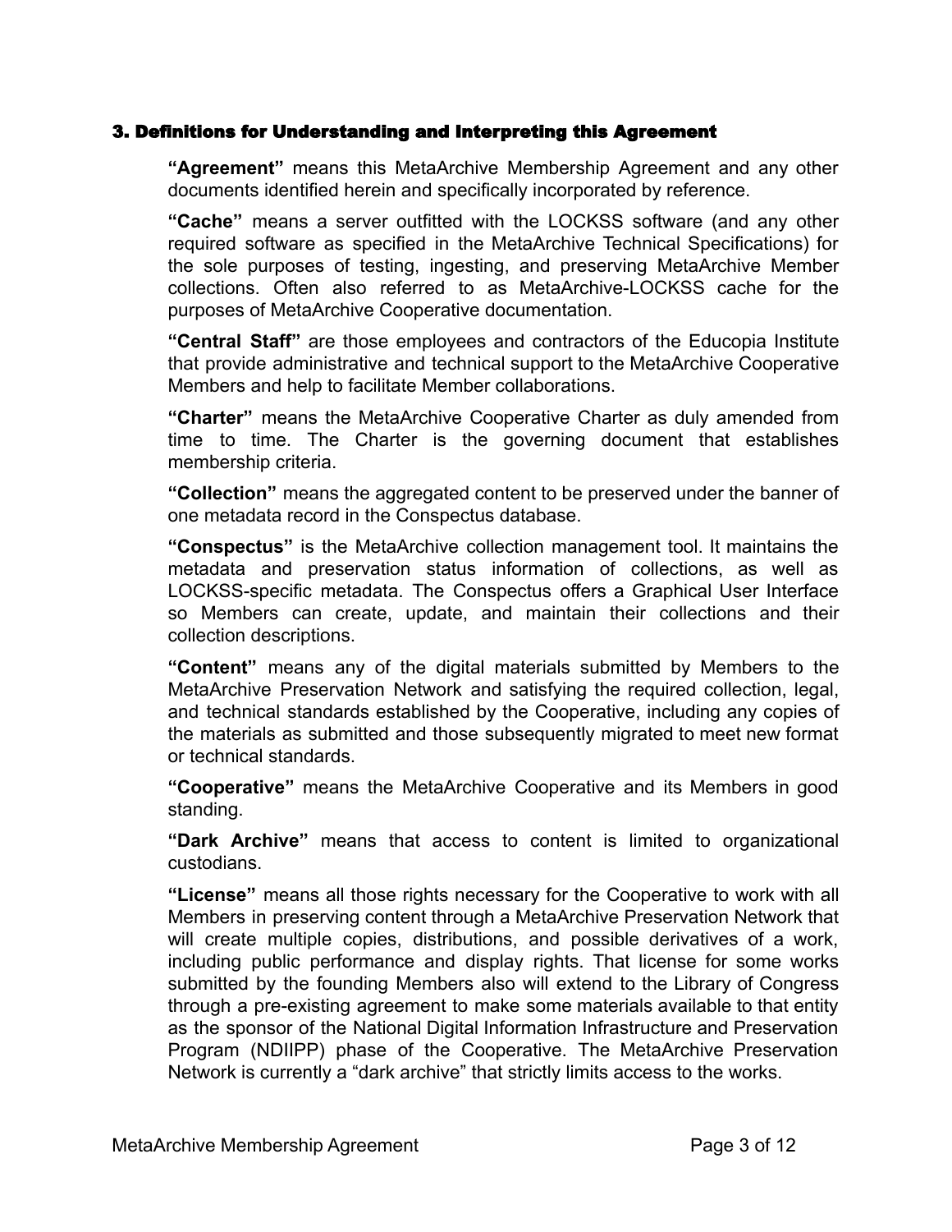## 3. Definitions for Understanding and Interpreting this Agreement

**"Agreement"** means this MetaArchive Membership Agreement and any other documents identified herein and specifically incorporated by reference.

**"Cache"** means a server outfitted with the LOCKSS software (and any other required software as specified in the MetaArchive Technical Specifications) for the sole purposes of testing, ingesting, and preserving MetaArchive Member collections. Often also referred to as MetaArchive-LOCKSS cache for the purposes of MetaArchive Cooperative documentation.

**"Central Staff"** are those employees and contractors of the Educopia Institute that provide administrative and technical support to the MetaArchive Cooperative Members and help to facilitate Member collaborations.

**"Charter"** means the MetaArchive Cooperative Charter as duly amended from time to time. The Charter is the governing document that establishes membership criteria.

**"Collection"** means the aggregated content to be preserved under the banner of one metadata record in the Conspectus database.

**"Conspectus"** is the MetaArchive collection management tool. It maintains the metadata and preservation status information of collections, as well as LOCKSS-specific metadata. The Conspectus offers a Graphical User Interface so Members can create, update, and maintain their collections and their collection descriptions.

**"Content"** means any of the digital materials submitted by Members to the MetaArchive Preservation Network and satisfying the required collection, legal, and technical standards established by the Cooperative, including any copies of the materials as submitted and those subsequently migrated to meet new format or technical standards.

**"Cooperative"** means the MetaArchive Cooperative and its Members in good standing.

**"Dark Archive"** means that access to content is limited to organizational custodians.

**"License"** means all those rights necessary for the Cooperative to work with all Members in preserving content through a MetaArchive Preservation Network that will create multiple copies, distributions, and possible derivatives of a work, including public performance and display rights. That license for some works submitted by the founding Members also will extend to the Library of Congress through a pre-existing agreement to make some materials available to that entity as the sponsor of the National Digital Information Infrastructure and Preservation Program (NDIIPP) phase of the Cooperative. The MetaArchive Preservation Network is currently a "dark archive" that strictly limits access to the works.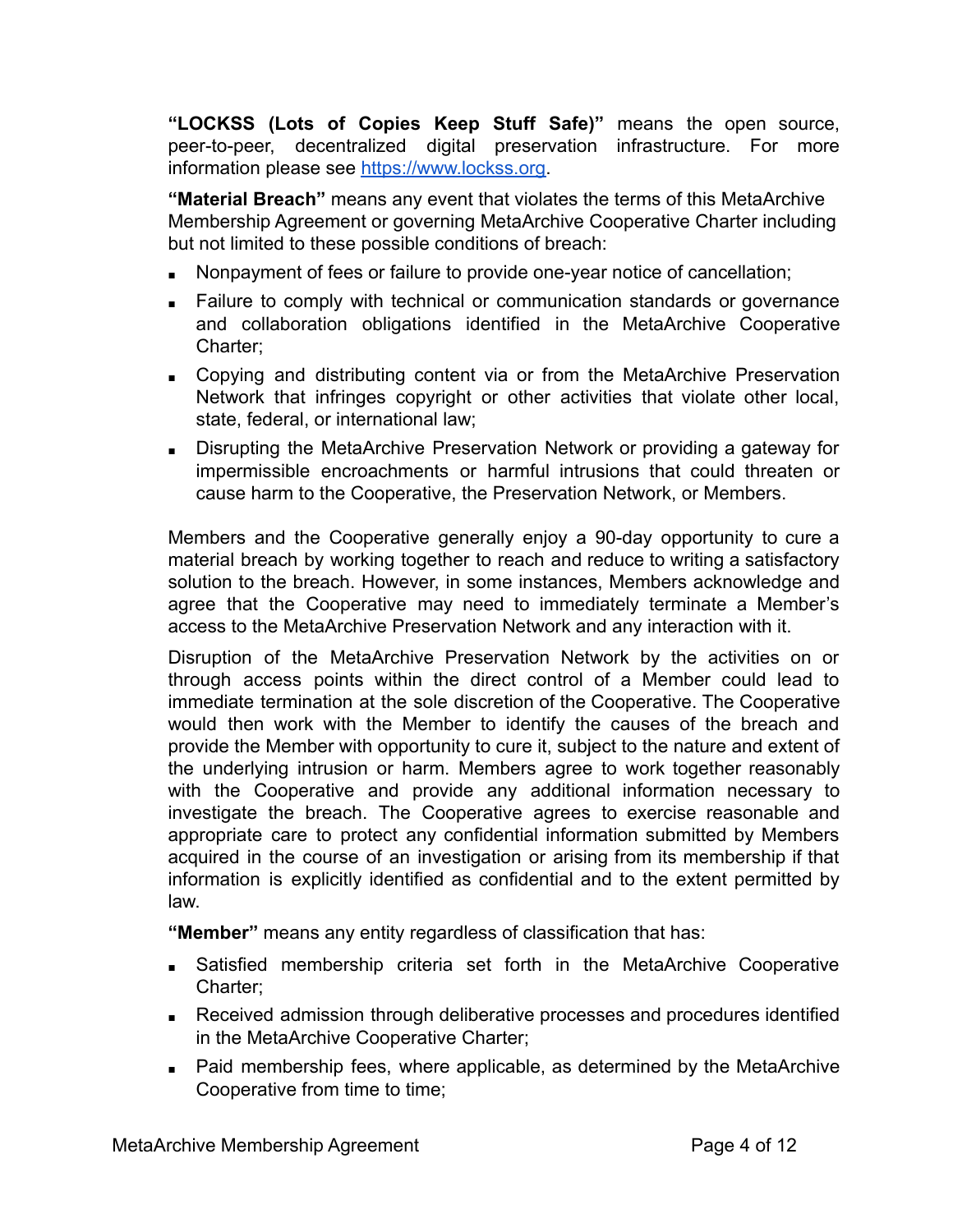**"LOCKSS (Lots of Copies Keep Stuff Safe)"** means the open source, peer-to-peer, decentralized digital preservation infrastructure. For more information please see [https://www.lockss.org](https://www.lockss.org).

**"Material Breach"** means any event that violates the terms of this MetaArchive Membership Agreement or governing MetaArchive Cooperative Charter including but not limited to these possible conditions of breach:

- Nonpayment of fees or failure to provide one-year notice of cancellation;
- Failure to comply with technical or communication standards or governance and collaboration obligations identified in the MetaArchive Cooperative Charter;
- Copying and distributing content via or from the MetaArchive Preservation Network that infringes copyright or other activities that violate other local, state, federal, or international law;
- Disrupting the MetaArchive Preservation Network or providing a gateway for impermissible encroachments or harmful intrusions that could threaten or cause harm to the Cooperative, the Preservation Network, or Members.

Members and the Cooperative generally enjoy a 90-day opportunity to cure a material breach by working together to reach and reduce to writing a satisfactory solution to the breach. However, in some instances, Members acknowledge and agree that the Cooperative may need to immediately terminate a Member's access to the MetaArchive Preservation Network and any interaction with it.

Disruption of the MetaArchive Preservation Network by the activities on or through access points within the direct control of a Member could lead to immediate termination at the sole discretion of the Cooperative. The Cooperative would then work with the Member to identify the causes of the breach and provide the Member with opportunity to cure it, subject to the nature and extent of the underlying intrusion or harm. Members agree to work together reasonably with the Cooperative and provide any additional information necessary to investigate the breach. The Cooperative agrees to exercise reasonable and appropriate care to protect any confidential information submitted by Members acquired in the course of an investigation or arising from its membership if that information is explicitly identified as confidential and to the extent permitted by law.

**"Member"** means any entity regardless of classification that has:

- Satisfied membership criteria set forth in the MetaArchive Cooperative Charter;
- Received admission through deliberative processes and procedures identified in the MetaArchive Cooperative Charter;
- Paid membership fees, where applicable, as determined by the MetaArchive Cooperative from time to time;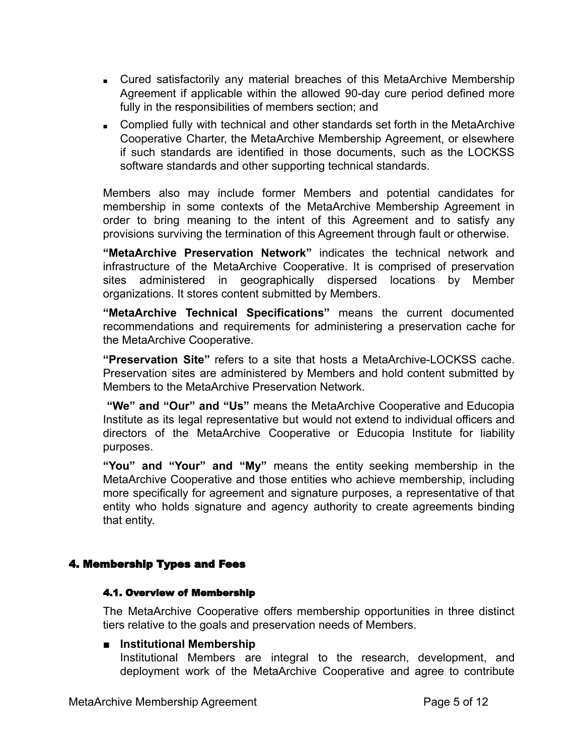- Cured satisfactorily any material breaches of this MetaArchive Membership Agreement if applicable within the allowed 90-day cure period defined more fully in the responsibilities of members section; and
- Complied fully with technical and other standards set forth in the MetaArchive Cooperative Charter, the MetaArchive Membership Agreement, or elsewhere if such standards are identified in those documents, such as the LOCKSS software standards and other supporting technical standards.

Members also may include former Members and potential candidates for membership in some contexts of the MetaArchive Membership Agreement in order to bring meaning to the intent of this Agreement and to satisfy any provisions surviving the termination of this Agreement through fault or otherwise.

**"MetaArchive Preservation Network"** indicates the technical network and infrastructure of the MetaArchive Cooperative. It is comprised of preservation sites administered in geographically dispersed locations by Member organizations. It stores content submitted by Members.

**"MetaArchive Technical Specifications"** means the current documented recommendations and requirements for administering a preservation cache for the MetaArchive Cooperative.

**"Preservation Site"** refers to a site that hosts a MetaArchive-LOCKSS cache. Preservation sites are administered by Members and hold content submitted by Members to the MetaArchive Preservation Network.

**"We" and "Our" and "Us"** means the MetaArchive Cooperative and Educopia Institute as its legal representative but would not extend to individual officers and directors of the MetaArchive Cooperative or Educopia Institute for liability purposes.

**"You" and "Your" and "My"** means the entity seeking membership in the MetaArchive Cooperative and those entities who achieve membership, including more specifically for agreement and signature purposes, a representative of that entity who holds signature and agency authority to create agreements binding that entity.

## 4. Membership Types and Fees

### 4.1. Overview of Membership

The MetaArchive Cooperative offers membership opportunities in three distinct tiers relative to the goals and preservation needs of Members.

- **Institutional Membership**
  Institutional Members are integral to the research, development, and deployment work of the MetaArchive Cooperative and agree to contribute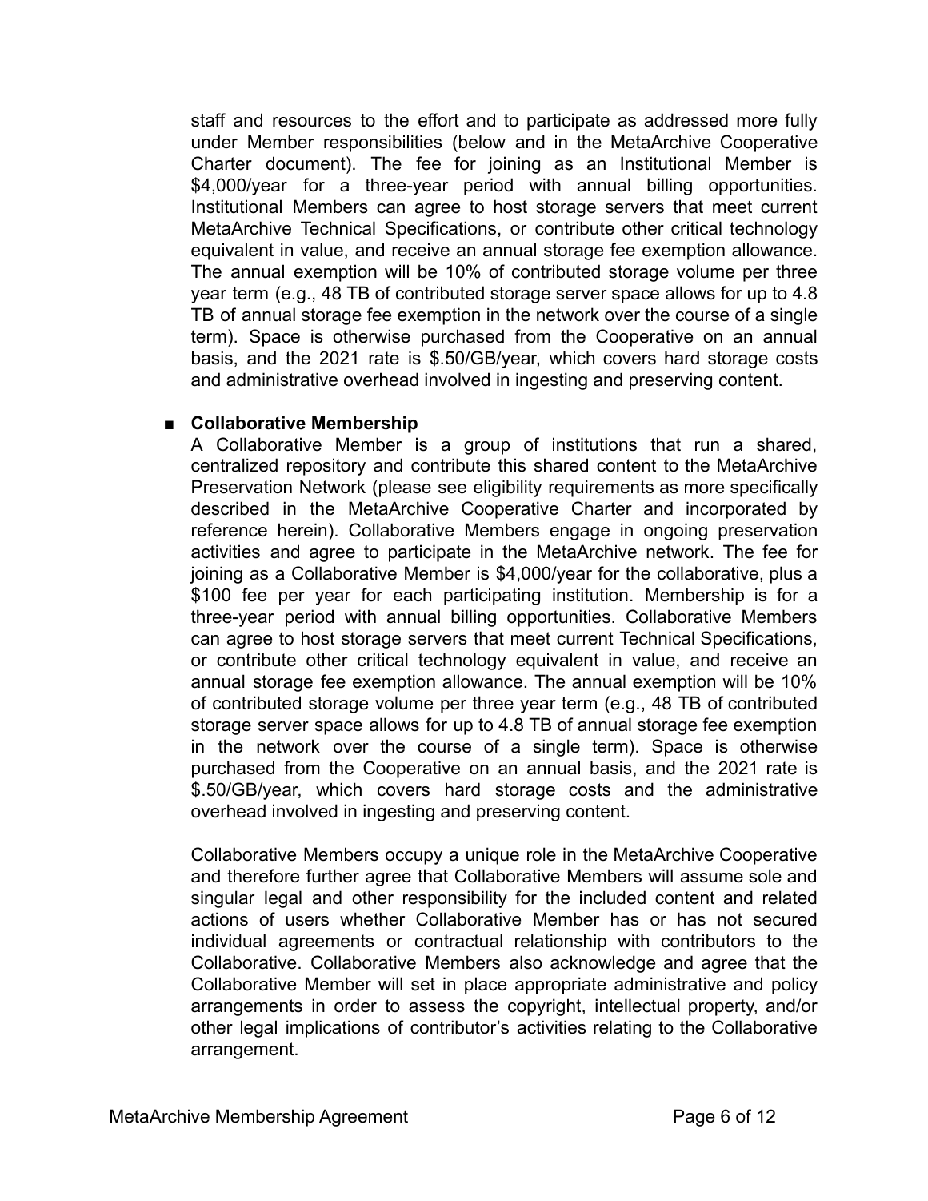staff and resources to the effort and to participate as addressed more fully under Member responsibilities (below and in the MetaArchive Cooperative Charter document). The fee for joining as an Institutional Member is $4,000/year for a three-year period with annual billing opportunities. Institutional Members can agree to host storage servers that meet current MetaArchive Technical Specifications, or contribute other critical technology equivalent in value, and receive an annual storage fee exemption allowance. The annual exemption will be 10% of contributed storage volume per three year term (e.g., 48 TB of contributed storage server space allows for up to 4.8 TB of annual storage fee exemption in the network over the course of a single term). Space is otherwise purchased from the Cooperative on an annual basis, and the 2021 rate is $.50/GB/year, which covers hard storage costs and administrative overhead involved in ingesting and preserving content.

- **Collaborative Membership**

  A Collaborative Member is a group of institutions that run a shared, centralized repository and contribute this shared content to the MetaArchive Preservation Network (please see eligibility requirements as more specifically described in the MetaArchive Cooperative Charter and incorporated by reference herein). Collaborative Members engage in ongoing preservation activities and agree to participate in the MetaArchive network. The fee for joining as a Collaborative Member is $4,000/year for the collaborative, plus a $100 fee per year for each participating institution. Membership is for a three-year period with annual billing opportunities. Collaborative Members can agree to host storage servers that meet current Technical Specifications, or contribute other critical technology equivalent in value, and receive an annual storage fee exemption allowance. The annual exemption will be 10% of contributed storage volume per three year term (e.g., 48 TB of contributed storage server space allows for up to 4.8 TB of annual storage fee exemption in the network over the course of a single term). Space is otherwise purchased from the Cooperative on an annual basis, and the 2021 rate is $.50/GB/year, which covers hard storage costs and the administrative overhead involved in ingesting and preserving content.

  Collaborative Members occupy a unique role in the MetaArchive Cooperative and therefore further agree that Collaborative Members will assume sole and singular legal and other responsibility for the included content and related actions of users whether Collaborative Member has or has not secured individual agreements or contractual relationship with contributors to the Collaborative. Collaborative Members also acknowledge and agree that the Collaborative Member will set in place appropriate administrative and policy arrangements in order to assess the copyright, intellectual property, and/or other legal implications of contributor's activities relating to the Collaborative arrangement.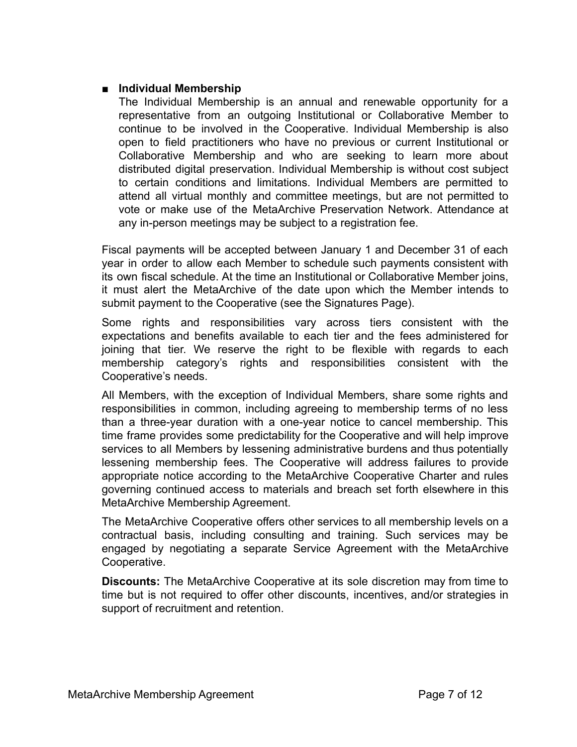- **Individual Membership**

  The Individual Membership is an annual and renewable opportunity for a representative from an outgoing Institutional or Collaborative Member to continue to be involved in the Cooperative. Individual Membership is also open to field practitioners who have no previous or current Institutional or Collaborative Membership and who are seeking to learn more about distributed digital preservation. Individual Membership is without cost subject to certain conditions and limitations. Individual Members are permitted to attend all virtual monthly and committee meetings, but are not permitted to vote or make use of the MetaArchive Preservation Network. Attendance at any in-person meetings may be subject to a registration fee.

Fiscal payments will be accepted between January 1 and December 31 of each year in order to allow each Member to schedule such payments consistent with its own fiscal schedule. At the time an Institutional or Collaborative Member joins, it must alert the MetaArchive of the date upon which the Member intends to submit payment to the Cooperative (see the Signatures Page).

Some rights and responsibilities vary across tiers consistent with the expectations and benefits available to each tier and the fees administered for joining that tier. We reserve the right to be flexible with regards to each membership category's rights and responsibilities consistent with the Cooperative's needs.

All Members, with the exception of Individual Members, share some rights and responsibilities in common, including agreeing to membership terms of no less than a three-year duration with a one-year notice to cancel membership. This time frame provides some predictability for the Cooperative and will help improve services to all Members by lessening administrative burdens and thus potentially lessening membership fees. The Cooperative will address failures to provide appropriate notice according to the MetaArchive Cooperative Charter and rules governing continued access to materials and breach set forth elsewhere in this MetaArchive Membership Agreement.

The MetaArchive Cooperative offers other services to all membership levels on a contractual basis, including consulting and training. Such services may be engaged by negotiating a separate Service Agreement with the MetaArchive Cooperative.

**Discounts:** The MetaArchive Cooperative at its sole discretion may from time to time but is not required to offer other discounts, incentives, and/or strategies in support of recruitment and retention.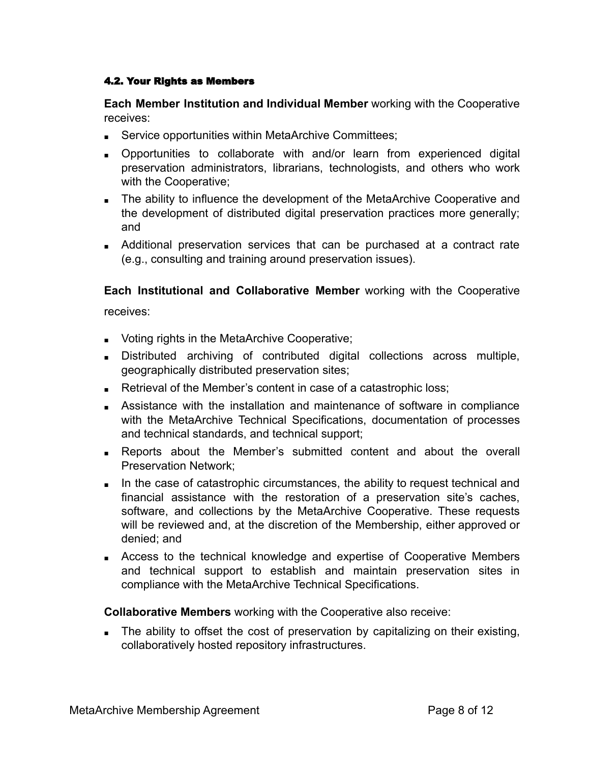#### 4.2. Your Rights as Members

**Each Member Institution and Individual Member** working with the Cooperative receives:

- Service opportunities within MetaArchive Committees;
- Opportunities to collaborate with and/or learn from experienced digital preservation administrators, librarians, technologists, and others who work with the Cooperative;
- The ability to influence the development of the MetaArchive Cooperative and the development of distributed digital preservation practices more generally; and
- Additional preservation services that can be purchased at a contract rate (e.g., consulting and training around preservation issues).

**Each Institutional and Collaborative Member** working with the Cooperative receives:

- Voting rights in the MetaArchive Cooperative;
- Distributed archiving of contributed digital collections across multiple, geographically distributed preservation sites;
- Retrieval of the Member's content in case of a catastrophic loss;
- Assistance with the installation and maintenance of software in compliance with the MetaArchive Technical Specifications, documentation of processes and technical standards, and technical support;
- Reports about the Member's submitted content and about the overall Preservation Network;
- In the case of catastrophic circumstances, the ability to request technical and financial assistance with the restoration of a preservation site's caches, software, and collections by the MetaArchive Cooperative. These requests will be reviewed and, at the discretion of the Membership, either approved or denied; and
- Access to the technical knowledge and expertise of Cooperative Members and technical support to establish and maintain preservation sites in compliance with the MetaArchive Technical Specifications.

**Collaborative Members** working with the Cooperative also receive:

- The ability to offset the cost of preservation by capitalizing on their existing, collaboratively hosted repository infrastructures.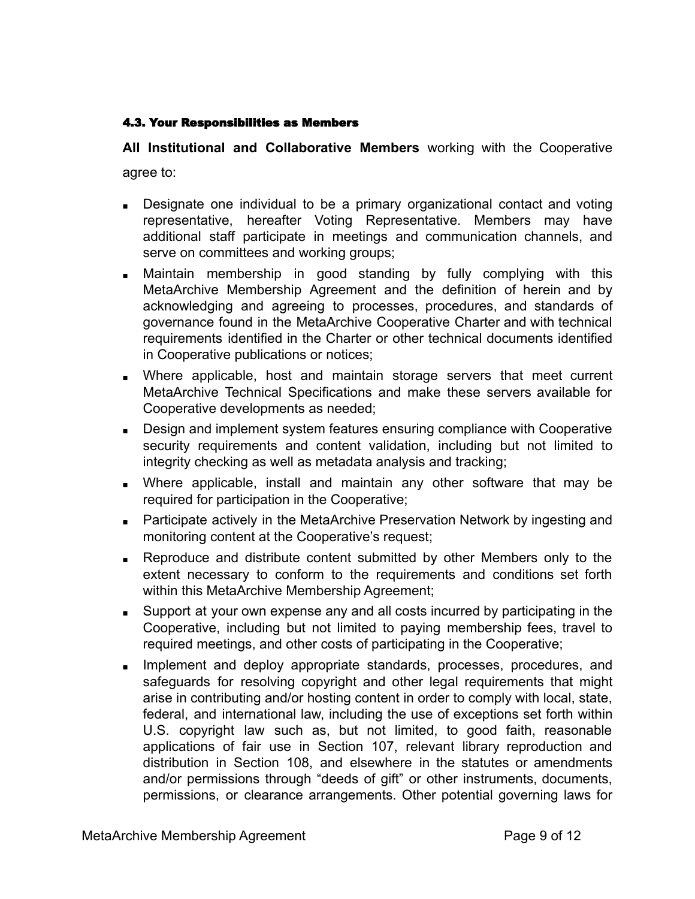#### 4.3. Your Responsibilities as Members

**All Institutional and Collaborative Members** working with the Cooperative agree to:

- Designate one individual to be a primary organizational contact and voting representative, hereafter Voting Representative. Members may have additional staff participate in meetings and communication channels, and serve on committees and working groups;
- Maintain membership in good standing by fully complying with this MetaArchive Membership Agreement and the definition of herein and by acknowledging and agreeing to processes, procedures, and standards of governance found in the MetaArchive Cooperative Charter and with technical requirements identified in the Charter or other technical documents identified in Cooperative publications or notices;
- Where applicable, host and maintain storage servers that meet current MetaArchive Technical Specifications and make these servers available for Cooperative developments as needed;
- Design and implement system features ensuring compliance with Cooperative security requirements and content validation, including but not limited to integrity checking as well as metadata analysis and tracking;
- Where applicable, install and maintain any other software that may be required for participation in the Cooperative;
- Participate actively in the MetaArchive Preservation Network by ingesting and monitoring content at the Cooperative's request;
- Reproduce and distribute content submitted by other Members only to the extent necessary to conform to the requirements and conditions set forth within this MetaArchive Membership Agreement;
- Support at your own expense any and all costs incurred by participating in the Cooperative, including but not limited to paying membership fees, travel to required meetings, and other costs of participating in the Cooperative;
- Implement and deploy appropriate standards, processes, procedures, and safeguards for resolving copyright and other legal requirements that might arise in contributing and/or hosting content in order to comply with local, state, federal, and international law, including the use of exceptions set forth within U.S. copyright law such as, but not limited, to good faith, reasonable applications of fair use in Section 107, relevant library reproduction and distribution in Section 108, and elsewhere in the statutes or amendments and/or permissions through "deeds of gift" or other instruments, documents, permissions, or clearance arrangements. Other potential governing laws for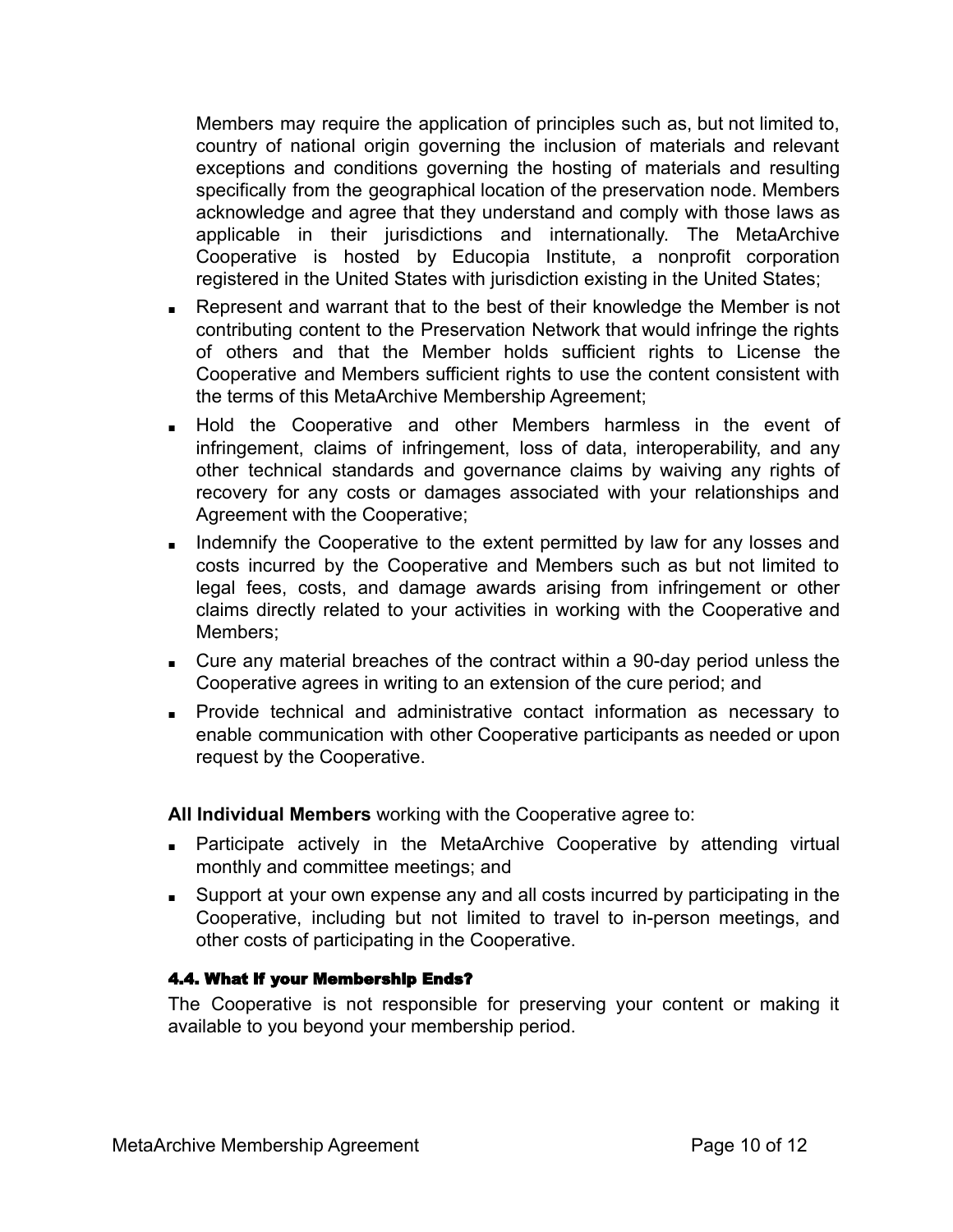Members may require the application of principles such as, but not limited to, country of national origin governing the inclusion of materials and relevant exceptions and conditions governing the hosting of materials and resulting specifically from the geographical location of the preservation node. Members acknowledge and agree that they understand and comply with those laws as applicable in their jurisdictions and internationally. The MetaArchive Cooperative is hosted by Educopia Institute, a nonprofit corporation registered in the United States with jurisdiction existing in the United States;

- Represent and warrant that to the best of their knowledge the Member is not contributing content to the Preservation Network that would infringe the rights of others and that the Member holds sufficient rights to License the Cooperative and Members sufficient rights to use the content consistent with the terms of this MetaArchive Membership Agreement;
- Hold the Cooperative and other Members harmless in the event of infringement, claims of infringement, loss of data, interoperability, and any other technical standards and governance claims by waiving any rights of recovery for any costs or damages associated with your relationships and Agreement with the Cooperative;
- Indemnify the Cooperative to the extent permitted by law for any losses and costs incurred by the Cooperative and Members such as but not limited to legal fees, costs, and damage awards arising from infringement or other claims directly related to your activities in working with the Cooperative and Members;
- Cure any material breaches of the contract within a 90-day period unless the Cooperative agrees in writing to an extension of the cure period; and
- Provide technical and administrative contact information as necessary to enable communication with other Cooperative participants as needed or upon request by the Cooperative.

**All Individual Members** working with the Cooperative agree to:

- Participate actively in the MetaArchive Cooperative by attending virtual monthly and committee meetings; and
- Support at your own expense any and all costs incurred by participating in the Cooperative, including but not limited to travel to in-person meetings, and other costs of participating in the Cooperative.

### 4.4. What if your Membership Ends?

The Cooperative is not responsible for preserving your content or making it available to you beyond your membership period.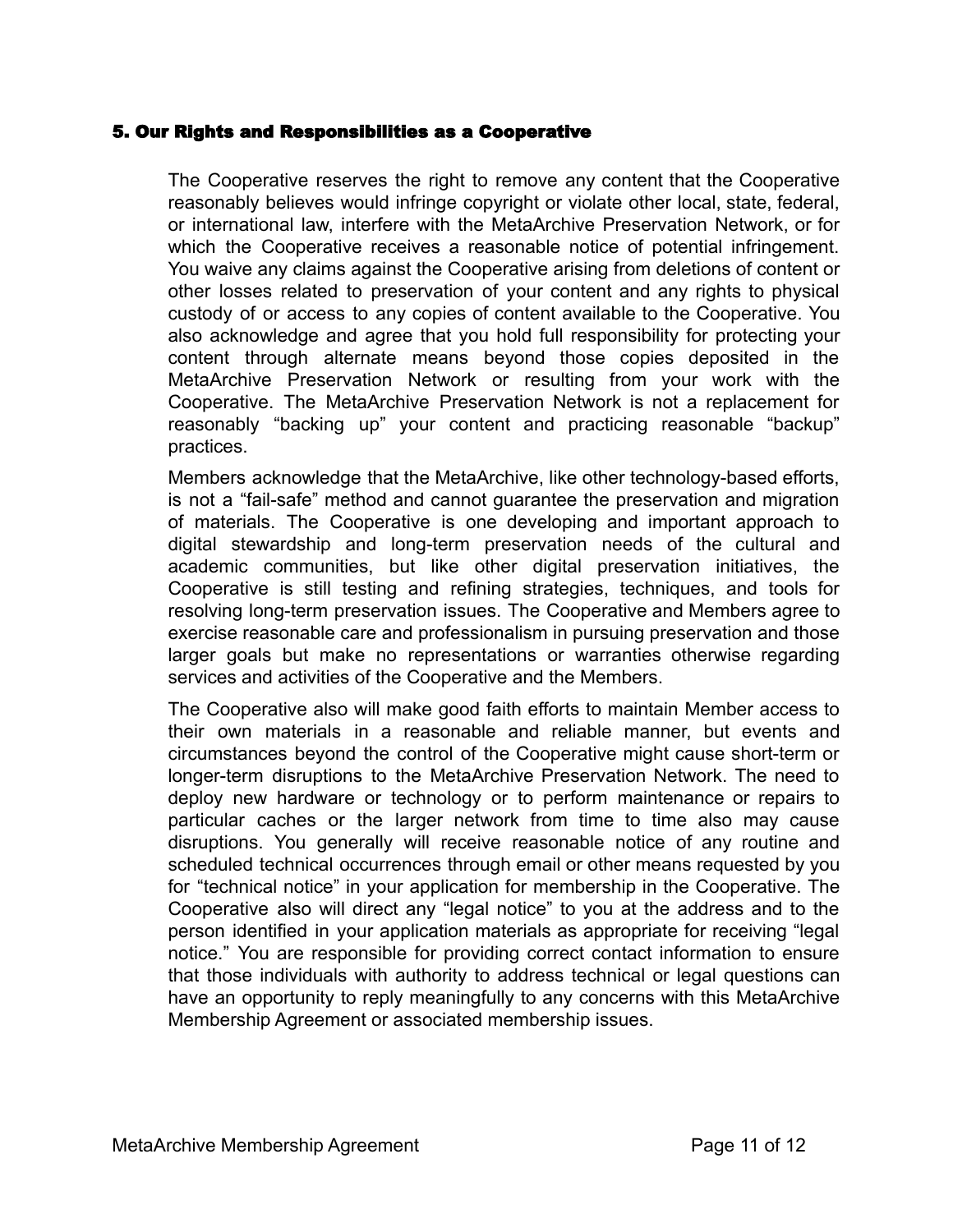## 5. Our Rights and Responsibilities as a Cooperative

The Cooperative reserves the right to remove any content that the Cooperative reasonably believes would infringe copyright or violate other local, state, federal, or international law, interfere with the MetaArchive Preservation Network, or for which the Cooperative receives a reasonable notice of potential infringement. You waive any claims against the Cooperative arising from deletions of content or other losses related to preservation of your content and any rights to physical custody of or access to any copies of content available to the Cooperative. You also acknowledge and agree that you hold full responsibility for protecting your content through alternate means beyond those copies deposited in the MetaArchive Preservation Network or resulting from your work with the Cooperative. The MetaArchive Preservation Network is not a replacement for reasonably “backing up” your content and practicing reasonable “backup” practices.

Members acknowledge that the MetaArchive, like other technology-based efforts, is not a “fail-safe” method and cannot guarantee the preservation and migration of materials. The Cooperative is one developing and important approach to digital stewardship and long-term preservation needs of the cultural and academic communities, but like other digital preservation initiatives, the Cooperative is still testing and refining strategies, techniques, and tools for resolving long-term preservation issues. The Cooperative and Members agree to exercise reasonable care and professionalism in pursuing preservation and those larger goals but make no representations or warranties otherwise regarding services and activities of the Cooperative and the Members.

The Cooperative also will make good faith efforts to maintain Member access to their own materials in a reasonable and reliable manner, but events and circumstances beyond the control of the Cooperative might cause short-term or longer-term disruptions to the MetaArchive Preservation Network. The need to deploy new hardware or technology or to perform maintenance or repairs to particular caches or the larger network from time to time also may cause disruptions. You generally will receive reasonable notice of any routine and scheduled technical occurrences through email or other means requested by you for “technical notice” in your application for membership in the Cooperative. The Cooperative also will direct any “legal notice” to you at the address and to the person identified in your application materials as appropriate for receiving “legal notice.” You are responsible for providing correct contact information to ensure that those individuals with authority to address technical or legal questions can have an opportunity to reply meaningfully to any concerns with this MetaArchive Membership Agreement or associated membership issues.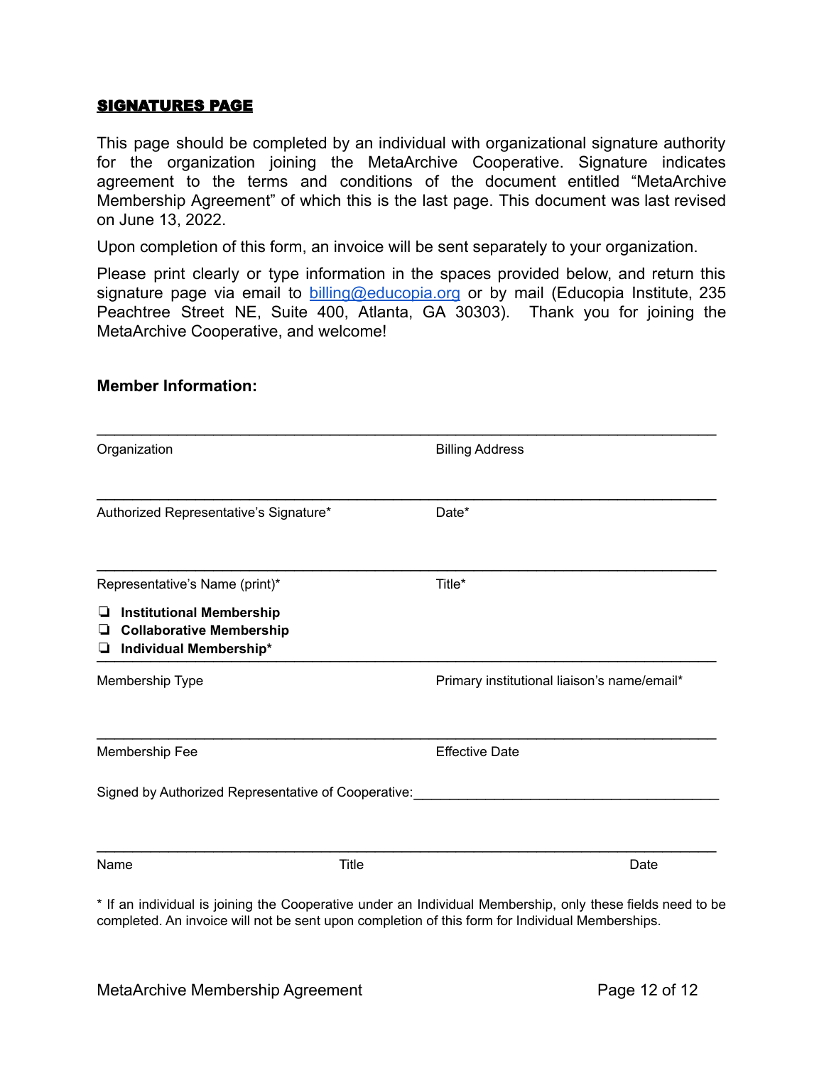**SIGNATURES PAGE**

This page should be completed by an individual with organizational signature authority for the organization joining the MetaArchive Cooperative. Signature indicates agreement to the terms and conditions of the document entitled "MetaArchive Membership Agreement" of which this is the last page. This document was last revised on June 13, 2022.

Upon completion of this form, an invoice will be sent separately to your organization.

Please print clearly or type information in the spaces provided below, and return this signature page via email to billing@educopia.org or by mail (Educopia Institute, 235 Peachtree Street NE, Suite 400, Atlanta, GA 30303). Thank you for joining the MetaArchive Cooperative, and welcome!

**Member Information:**

___________________________________________________________________________

Organization — Billing Address

___________________________________________________________________________

Authorized Representative's Signature* — Date*

___________________________________________________________________________

Representative's Name (print)* — Title*

- ❏ **Institutional Membership**
- ❏ **Collaborative Membership**
- ❏ **Individual Membership***

___________________________________________________________________________

Membership Type — Primary institutional liaison's name/email*

___________________________________________________________________________

Membership Fee — Effective Date

Signed by Authorized Representative of Cooperative: ________________________________________

___________________________________________________________________________

Name — Title — Date

* If an individual is joining the Cooperative under an Individual Membership, only these fields need to be completed. An invoice will not be sent upon completion of this form for Individual Memberships.